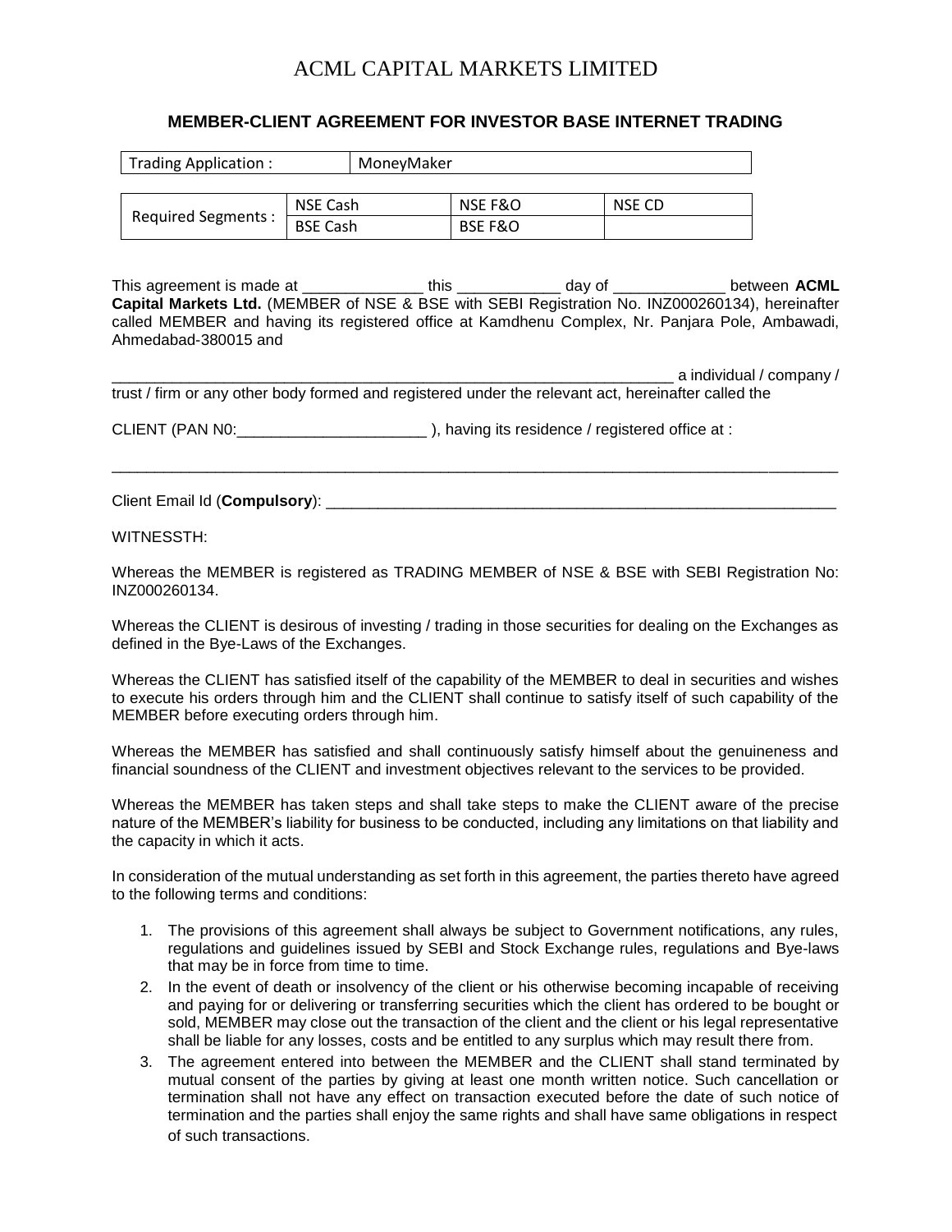# ACML CAPITAL MARKETS LIMITED

## MEMBER-CLIENT AGREEMENT FOR INVESTOR BASE INTERNET TRADING

| Trading Application : | MoneyMaker |
|---|---|

| Required Segments : | NSE Cash | NSE F&O | NSE CD |
|---|---|---|---|
| | BSE Cash | BSE F&O | |

This agreement is made at ______________ this ____________ day of _____________ between **ACML Capital Markets Ltd.** (MEMBER of NSE & BSE with SEBI Registration No. INZ000260134), hereinafter called MEMBER and having its registered office at Kamdhenu Complex, Nr. Panjara Pole, Ambawadi, Ahmedabad-380015 and

_________________________________________________________________ a individual / company / trust / firm or any other body formed and registered under the relevant act, hereinafter called the

CLIENT (PAN N0:______________________ ), having its residence / registered office at :

_____________________________________________________________________________________

Client Email Id (**Compulsory**): ______________________________________________________________

WITNESSTH:

Whereas the MEMBER is registered as TRADING MEMBER of NSE & BSE with SEBI Registration No: INZ000260134.

Whereas the CLIENT is desirous of investing / trading in those securities for dealing on the Exchanges as defined in the Bye-Laws of the Exchanges.

Whereas the CLIENT has satisfied itself of the capability of the MEMBER to deal in securities and wishes to execute his orders through him and the CLIENT shall continue to satisfy itself of such capability of the MEMBER before executing orders through him.

Whereas the MEMBER has satisfied and shall continuously satisfy himself about the genuineness and financial soundness of the CLIENT and investment objectives relevant to the services to be provided.

Whereas the MEMBER has taken steps and shall take steps to make the CLIENT aware of the precise nature of the MEMBER's liability for business to be conducted, including any limitations on that liability and the capacity in which it acts.

In consideration of the mutual understanding as set forth in this agreement, the parties thereto have agreed to the following terms and conditions:

1. The provisions of this agreement shall always be subject to Government notifications, any rules, regulations and guidelines issued by SEBI and Stock Exchange rules, regulations and Bye-laws that may be in force from time to time.
2. In the event of death or insolvency of the client or his otherwise becoming incapable of receiving and paying for or delivering or transferring securities which the client has ordered to be bought or sold, MEMBER may close out the transaction of the client and the client or his legal representative shall be liable for any losses, costs and be entitled to any surplus which may result there from.
3. The agreement entered into between the MEMBER and the CLIENT shall stand terminated by mutual consent of the parties by giving at least one month written notice. Such cancellation or termination shall not have any effect on transaction executed before the date of such notice of termination and the parties shall enjoy the same rights and shall have same obligations in respect of such transactions.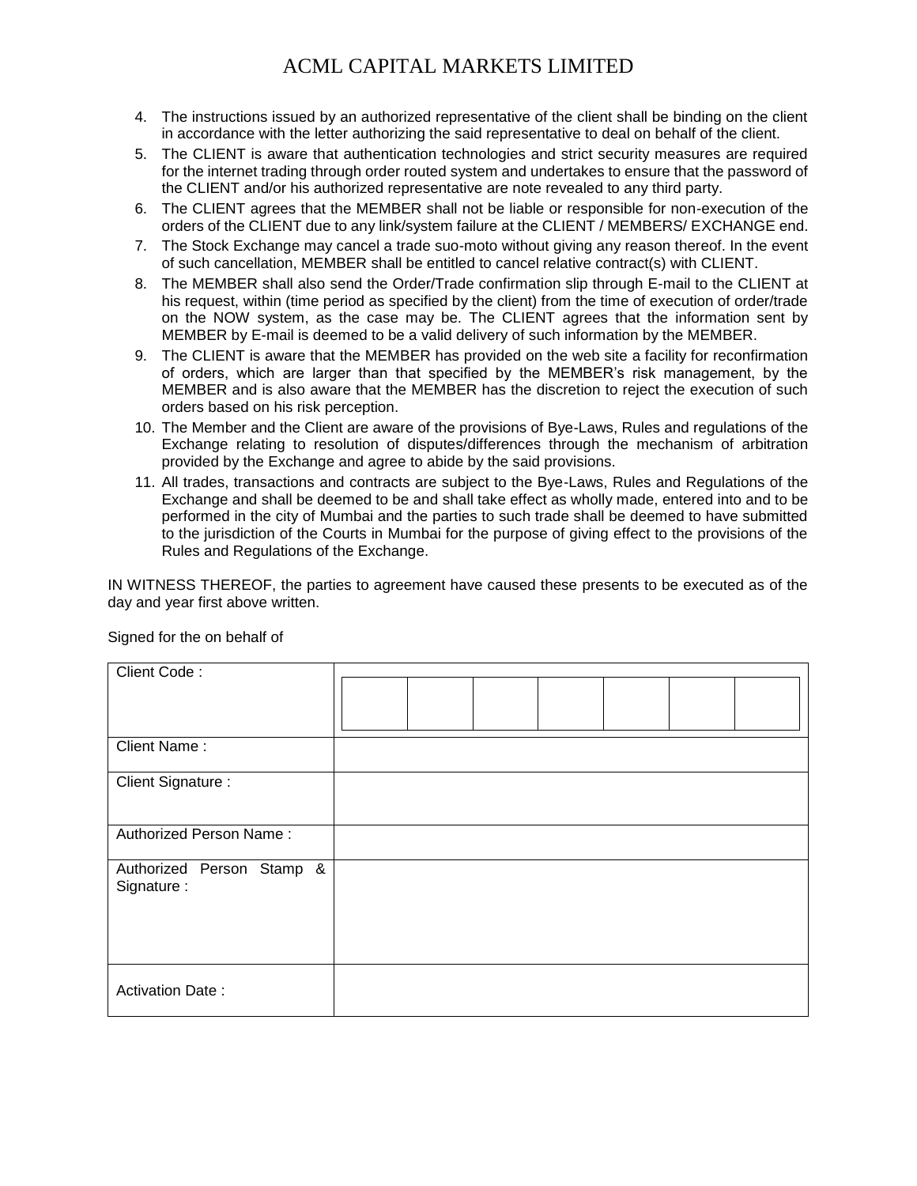# ACML CAPITAL MARKETS LIMITED

4. The instructions issued by an authorized representative of the client shall be binding on the client in accordance with the letter authorizing the said representative to deal on behalf of the client.
5. The CLIENT is aware that authentication technologies and strict security measures are required for the internet trading through order routed system and undertakes to ensure that the password of the CLIENT and/or his authorized representative are note revealed to any third party.
6. The CLIENT agrees that the MEMBER shall not be liable or responsible for non-execution of the orders of the CLIENT due to any link/system failure at the CLIENT / MEMBERS/ EXCHANGE end.
7. The Stock Exchange may cancel a trade suo-moto without giving any reason thereof. In the event of such cancellation, MEMBER shall be entitled to cancel relative contract(s) with CLIENT.
8. The MEMBER shall also send the Order/Trade confirmation slip through E-mail to the CLIENT at his request, within (time period as specified by the client) from the time of execution of order/trade on the NOW system, as the case may be. The CLIENT agrees that the information sent by MEMBER by E-mail is deemed to be a valid delivery of such information by the MEMBER.
9. The CLIENT is aware that the MEMBER has provided on the web site a facility for reconfirmation of orders, which are larger than that specified by the MEMBER's risk management, by the MEMBER and is also aware that the MEMBER has the discretion to reject the execution of such orders based on his risk perception.
10. The Member and the Client are aware of the provisions of Bye-Laws, Rules and regulations of the Exchange relating to resolution of disputes/differences through the mechanism of arbitration provided by the Exchange and agree to abide by the said provisions.
11. All trades, transactions and contracts are subject to the Bye-Laws, Rules and Regulations of the Exchange and shall be deemed to be and shall take effect as wholly made, entered into and to be performed in the city of Mumbai and the parties to such trade shall be deemed to have submitted to the jurisdiction of the Courts in Mumbai for the purpose of giving effect to the provisions of the Rules and Regulations of the Exchange.

IN WITNESS THEREOF, the parties to agreement have caused these presents to be executed as of the day and year first above written.

Signed for the on behalf of

| | |
|---|---|
| Client Code : | |
| Client Name : | |
| Client Signature : | |
| Authorized Person Name : | |
| Authorized Person Stamp & Signature : | |
| Activation Date : | |